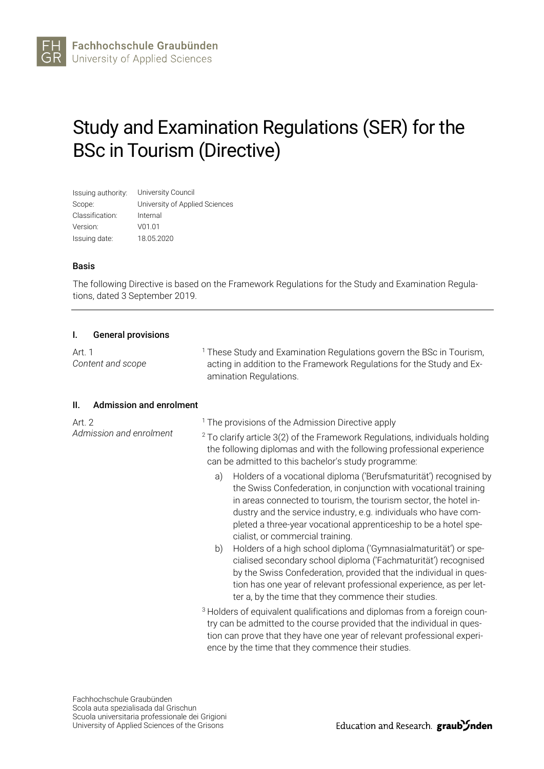Fachhochschule Graubünden
University of Applied Sciences

# Study and Examination Regulations (SER) for the BSc in Tourism (Directive)

| | |
|---|---|
| Issuing authority: | University Council |
| Scope: | University of Applied Sciences |
| Classification: | Internal |
| Version: | V01.01 |
| Issuing date: | 18.05.2020 |

**Basis**

The following Directive is based on the Framework Regulations for the Study and Examination Regulations, dated 3 September 2019.

---

## I. General provisions

**Art. 1**
*Content and scope*

[1] These Study and Examination Regulations govern the BSc in Tourism, acting in addition to the Framework Regulations for the Study and Examination Regulations.

## II. Admission and enrolment

**Art. 2**
*Admission and enrolment*

[1] The provisions of the Admission Directive apply

[2] To clarify article 3(2) of the Framework Regulations, individuals holding the following diplomas and with the following professional experience can be admitted to this bachelor's study programme:

a) Holders of a vocational diploma ('Berufsmaturität') recognised by the Swiss Confederation, in conjunction with vocational training in areas connected to tourism, the tourism sector, the hotel industry and the service industry, e.g. individuals who have completed a three-year vocational apprenticeship to be a hotel specialist, or commercial training.

b) Holders of a high school diploma ('Gymnasialmaturität') or specialised secondary school diploma ('Fachmaturität') recognised by the Swiss Confederation, provided that the individual in question has one year of relevant professional experience, as per letter a, by the time that they commence their studies.

[3] Holders of equivalent qualifications and diplomas from a foreign country can be admitted to the course provided that the individual in question can prove that they have one year of relevant professional experience by the time that they commence their studies.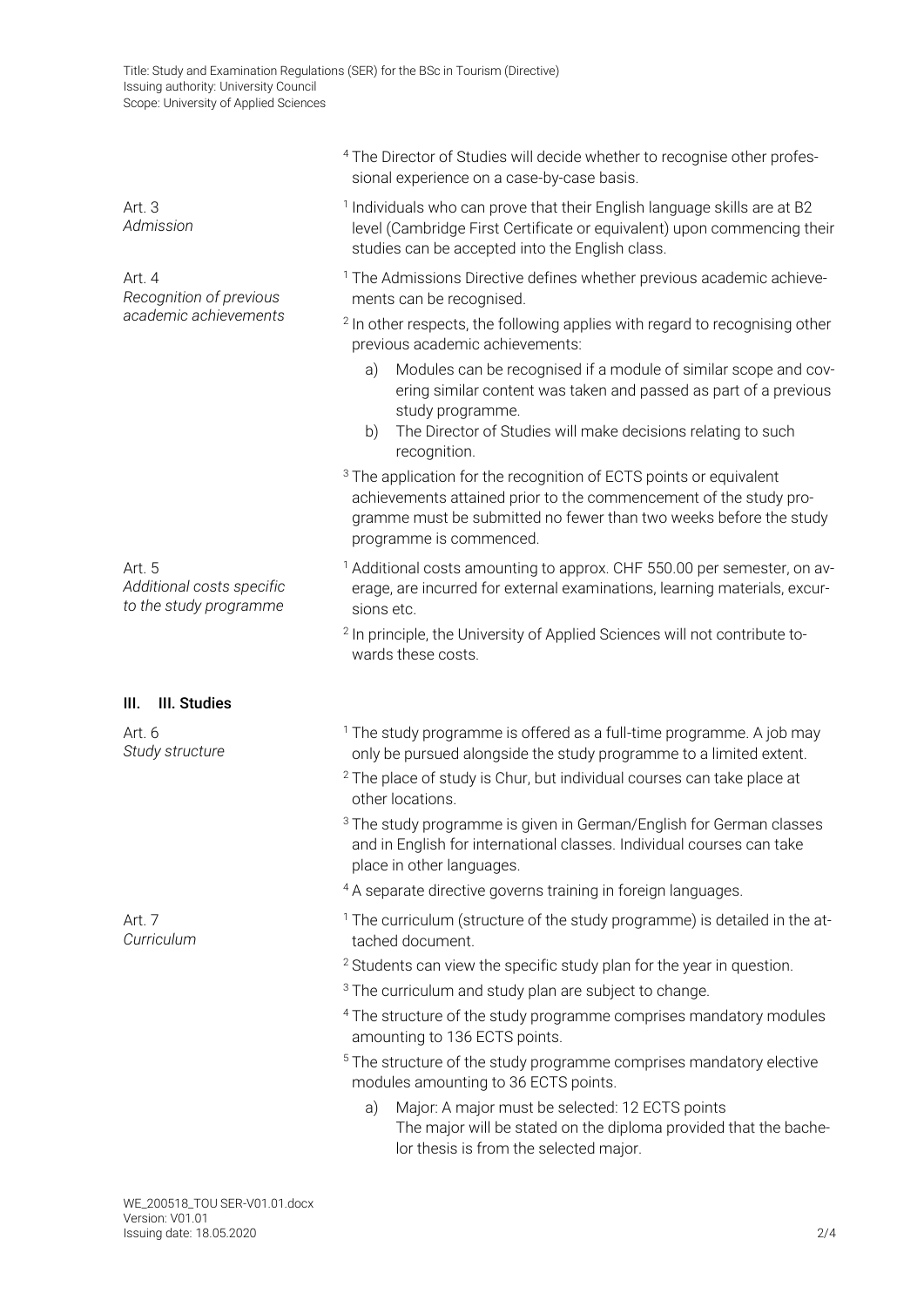[4] The Director of Studies will decide whether to recognise other professional experience on a case-by-case basis.

**Art. 3**
*Admission*

[1] Individuals who can prove that their English language skills are at B2 level (Cambridge First Certificate or equivalent) upon commencing their studies can be accepted into the English class.

**Art. 4**
*Recognition of previous academic achievements*

[1] The Admissions Directive defines whether previous academic achievements can be recognised.

[2] In other respects, the following applies with regard to recognising other previous academic achievements:

a) Modules can be recognised if a module of similar scope and covering similar content was taken and passed as part of a previous study programme.
b) The Director of Studies will make decisions relating to such recognition.

[3] The application for the recognition of ECTS points or equivalent achievements attained prior to the commencement of the study programme must be submitted no fewer than two weeks before the study programme is commenced.

**Art. 5**
*Additional costs specific to the study programme*

[1] Additional costs amounting to approx. CHF 550.00 per semester, on average, are incurred for external examinations, learning materials, excursions etc.

[2] In principle, the University of Applied Sciences will not contribute towards these costs.

## III. III. Studies

**Art. 6**
*Study structure*

[1] The study programme is offered as a full-time programme. A job may only be pursued alongside the study programme to a limited extent.

[2] The place of study is Chur, but individual courses can take place at other locations.

[3] The study programme is given in German/English for German classes and in English for international classes. Individual courses can take place in other languages.

[4] A separate directive governs training in foreign languages.

**Art. 7**
*Curriculum*

[1] The curriculum (structure of the study programme) is detailed in the attached document.

[2] Students can view the specific study plan for the year in question.

[3] The curriculum and study plan are subject to change.

[4] The structure of the study programme comprises mandatory modules amounting to 136 ECTS points.

[5] The structure of the study programme comprises mandatory elective modules amounting to 36 ECTS points.

a) Major: A major must be selected: 12 ECTS points
The major will be stated on the diploma provided that the bachelor thesis is from the selected major.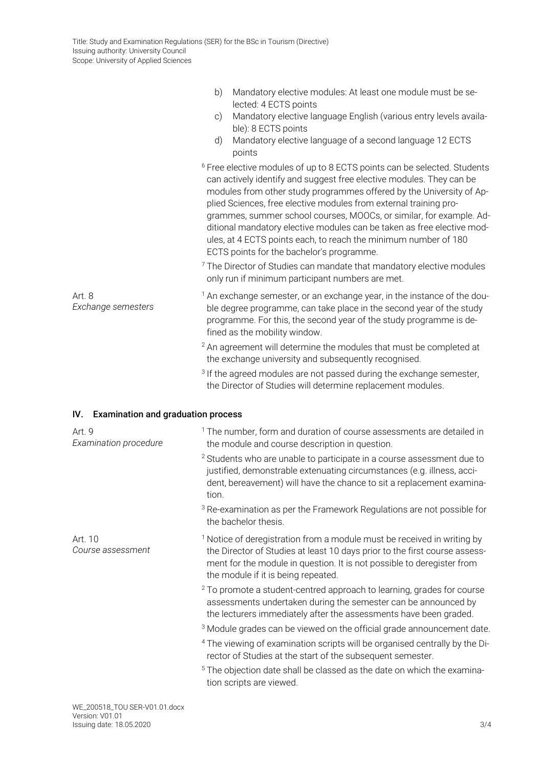b) Mandatory elective modules: At least one module must be selected: 4 ECTS points

c) Mandatory elective language English (various entry levels available): 8 ECTS points

d) Mandatory elective language of a second language 12 ECTS points

[6] Free elective modules of up to 8 ECTS points can be selected. Students can actively identify and suggest free elective modules. They can be modules from other study programmes offered by the University of Applied Sciences, free elective modules from external training programmes, summer school courses, MOOCs, or similar, for example. Additional mandatory elective modules can be taken as free elective modules, at 4 ECTS points each, to reach the minimum number of 180 ECTS points for the bachelor's programme.

[7] The Director of Studies can mandate that mandatory elective modules only run if minimum participant numbers are met.

**Art. 8**
*Exchange semesters*

[1] An exchange semester, or an exchange year, in the instance of the double degree programme, can take place in the second year of the study programme. For this, the second year of the study programme is defined as the mobility window.

[2] An agreement will determine the modules that must be completed at the exchange university and subsequently recognised.

[3] If the agreed modules are not passed during the exchange semester, the Director of Studies will determine replacement modules.

## IV. Examination and graduation process

**Art. 9**
*Examination procedure*

[1] The number, form and duration of course assessments are detailed in the module and course description in question.

[2] Students who are unable to participate in a course assessment due to justified, demonstrable extenuating circumstances (e.g. illness, accident, bereavement) will have the chance to sit a replacement examination.

[3] Re-examination as per the Framework Regulations are not possible for the bachelor thesis.

**Art. 10**
*Course assessment*

[1] Notice of deregistration from a module must be received in writing by the Director of Studies at least 10 days prior to the first course assessment for the module in question. It is not possible to deregister from the module if it is being repeated.

[2] To promote a student-centred approach to learning, grades for course assessments undertaken during the semester can be announced by the lecturers immediately after the assessments have been graded.

[3] Module grades can be viewed on the official grade announcement date.

[4] The viewing of examination scripts will be organised centrally by the Director of Studies at the start of the subsequent semester.

[5] The objection date shall be classed as the date on which the examination scripts are viewed.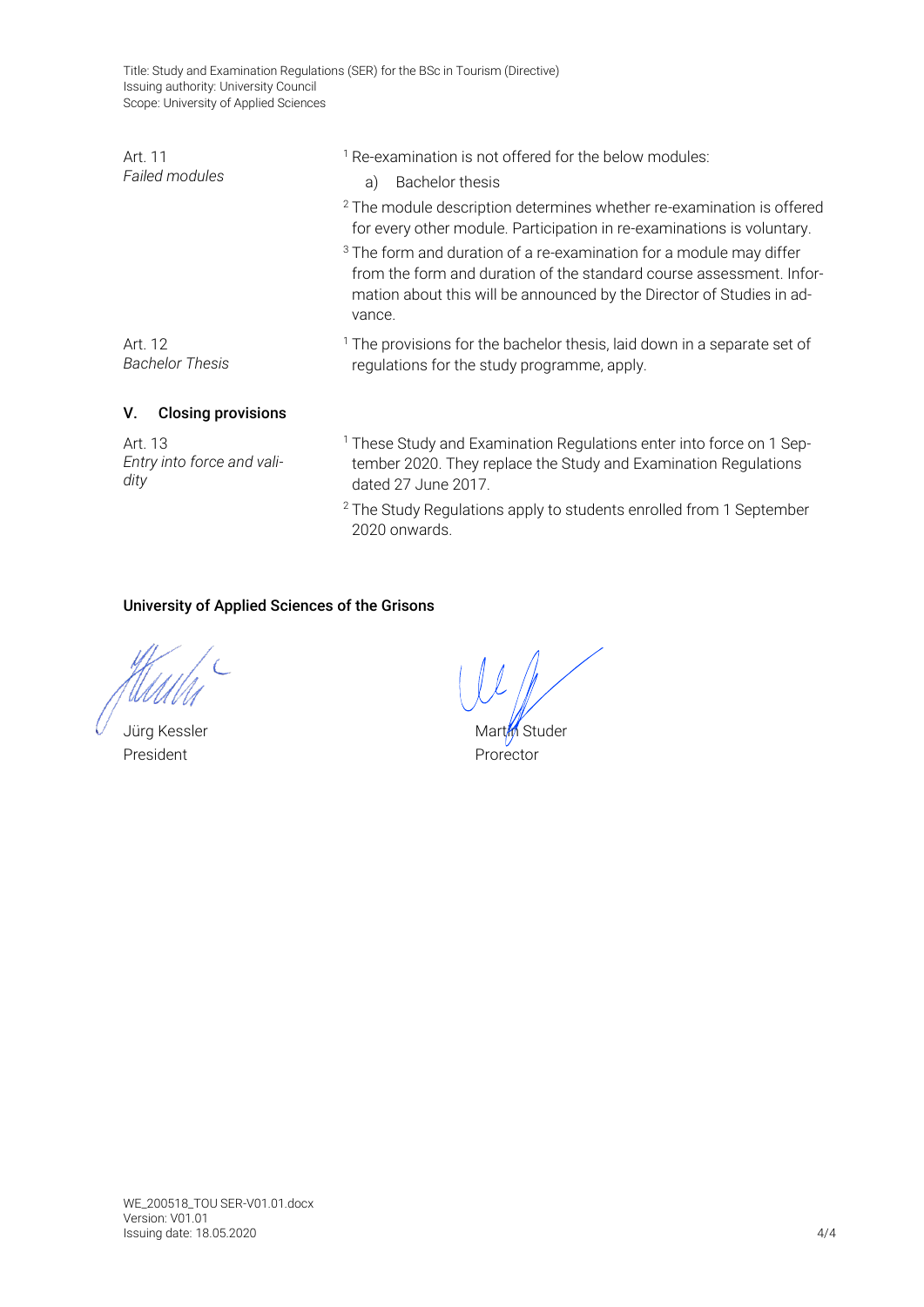**Art. 11**
*Failed modules*

[1] Re-examination is not offered for the below modules:

a) Bachelor thesis

[2] The module description determines whether re-examination is offered for every other module. Participation in re-examinations is voluntary.

[3] The form and duration of a re-examination for a module may differ from the form and duration of the standard course assessment. Information about this will be announced by the Director of Studies in advance.

**Art. 12**
*Bachelor Thesis*

[1] The provisions for the bachelor thesis, laid down in a separate set of regulations for the study programme, apply.

## V. Closing provisions

**Art. 13**
*Entry into force and validity*

[1] These Study and Examination Regulations enter into force on 1 September 2020. They replace the Study and Examination Regulations dated 27 June 2017.

[2] The Study Regulations apply to students enrolled from 1 September 2020 onwards.

**University of Applied Sciences of the Grisons**

Jürg Kessler
President

Martin Studer
Prorector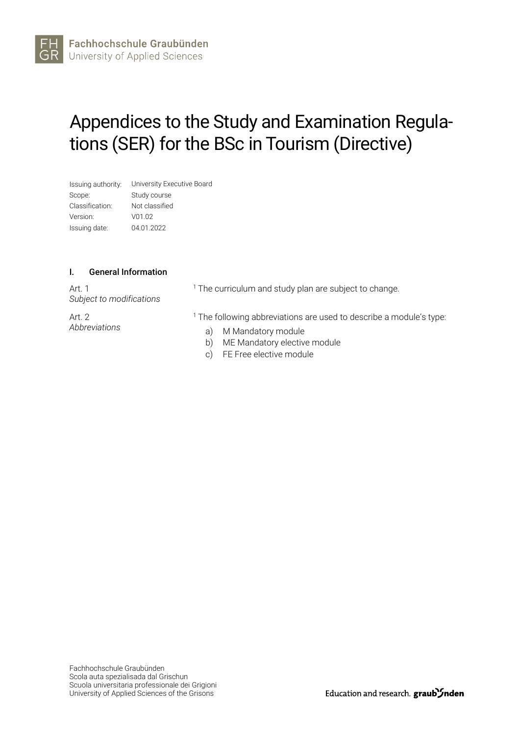# Appendices to the Study and Examination Regulations (SER) for the BSc in Tourism (Directive)

Issuing authority: University Executive Board
Scope: Study course
Classification: Not classified
Version: V01.02
Issuing date: 04.01.2022

## I. General Information

Art. 1
*Subject to modifications*

[1] The curriculum and study plan are subject to change.

Art. 2
*Abbreviations*

[1] The following abbreviations are used to describe a module's type:

a) M Mandatory module
b) ME Mandatory elective module
c) FE Free elective module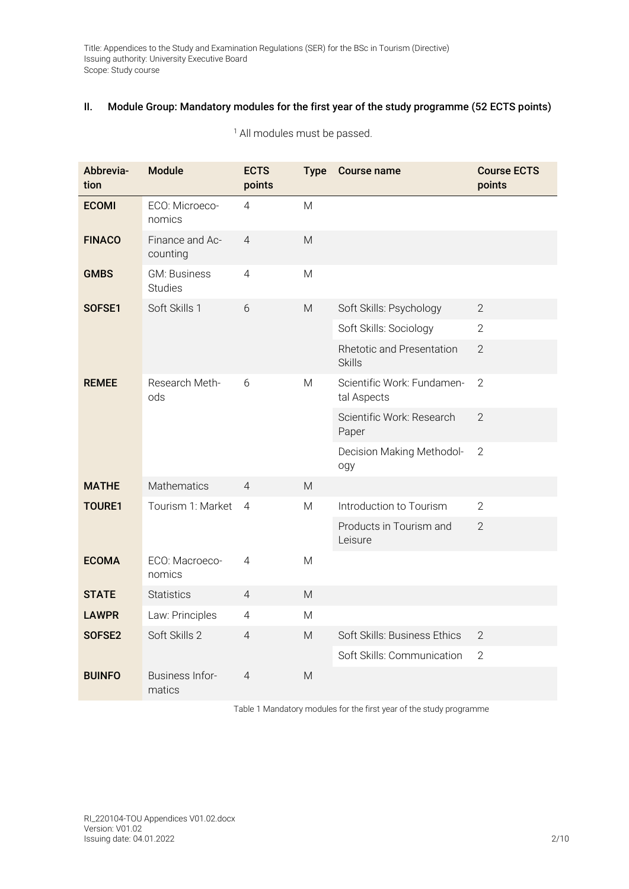## II. Module Group: Mandatory modules for the first year of the study programme (52 ECTS points)

[1] All modules must be passed.

| Abbreviation | Module | ECTS points | Type | Course name | Course ECTS points |
|---|---|---|---|---|---|
| **ECOMI** | ECO: Microeconomics | 4 | M | | |
| **FINACO** | Finance and Accounting | 4 | M | | |
| **GMBS** | GM: Business Studies | 4 | M | | |
| **SOFSE1** | Soft Skills 1 | 6 | M | Soft Skills: Psychology | 2 |
| | | | | Soft Skills: Sociology | 2 |
| | | | | Rhetotic and Presentation Skills | 2 |
| **REMEE** | Research Methods | 6 | M | Scientific Work: Fundamental Aspects | 2 |
| | | | | Scientific Work: Research Paper | 2 |
| | | | | Decision Making Methodology | 2 |
| **MATHE** | Mathematics | 4 | M | | |
| **TOURE1** | Tourism 1: Market | 4 | M | Introduction to Tourism | 2 |
| | | | | Products in Tourism and Leisure | 2 |
| **ECOMA** | ECO: Macroeconomics | 4 | M | | |
| **STATE** | Statistics | 4 | M | | |
| **LAWPR** | Law: Principles | 4 | M | | |
| **SOFSE2** | Soft Skills 2 | 4 | M | Soft Skills: Business Ethics | 2 |
| | | | | Soft Skills: Communication | 2 |
| **BUINFO** | Business Informatics | 4 | M | | |

Table 1 Mandatory modules for the first year of the study programme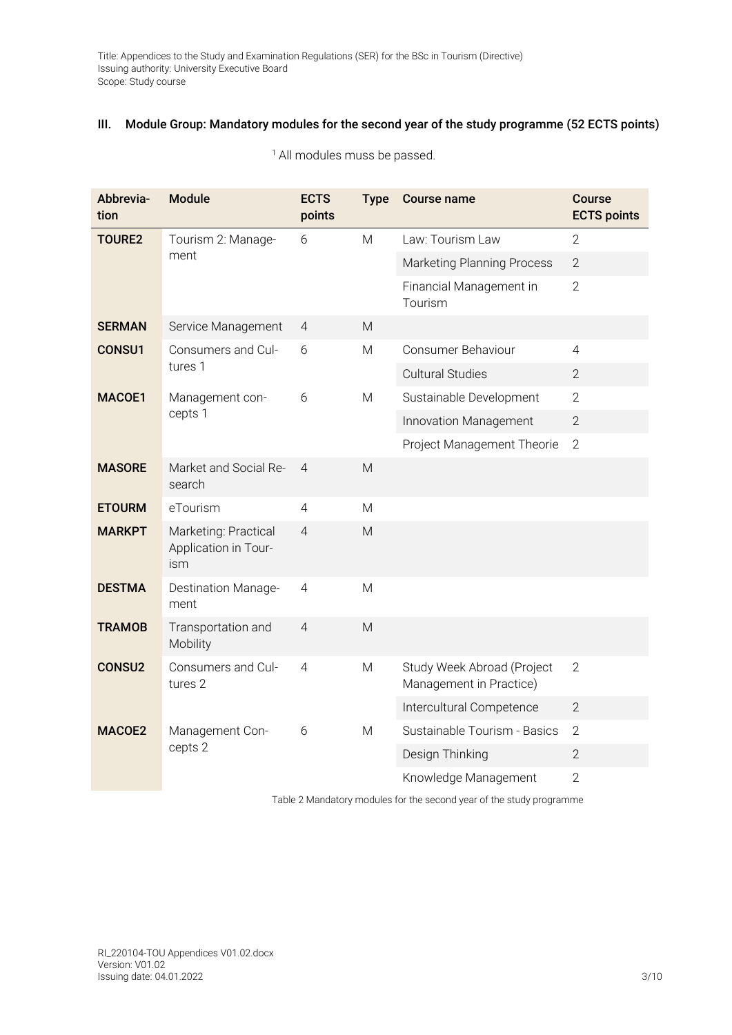## III. Module Group: Mandatory modules for the second year of the study programme (52 ECTS points)

[1] All modules muss be passed.

| Abbreviation | Module | ECTS points | Type | Course name | Course ECTS points |
|---|---|---|---|---|---|
| **TOURE2** | Tourism 2: Management | 6 | M | Law: Tourism Law | 2 |
| | | | | Marketing Planning Process | 2 |
| | | | | Financial Management in Tourism | 2 |
| **SERMAN** | Service Management | 4 | M | | |
| **CONSU1** | Consumers and Cultures 1 | 6 | M | Consumer Behaviour | 4 |
| | | | | Cultural Studies | 2 |
| **MACOE1** | Management concepts 1 | 6 | M | Sustainable Development | 2 |
| | | | | Innovation Management | 2 |
| | | | | Project Management Theorie | 2 |
| **MASORE** | Market and Social Research | 4 | M | | |
| **ETOURM** | eTourism | 4 | M | | |
| **MARKPT** | Marketing: Practical Application in Tourism | 4 | M | | |
| **DESTMA** | Destination Management | 4 | M | | |
| **TRAMOB** | Transportation and Mobility | 4 | M | | |
| **CONSU2** | Consumers and Cultures 2 | 4 | M | Study Week Abroad (Project Management in Practice) | 2 |
| | | | | Intercultural Competence | 2 |
| **MACOE2** | Management Concepts 2 | 6 | M | Sustainable Tourism - Basics | 2 |
| | | | | Design Thinking | 2 |
| | | | | Knowledge Management | 2 |

Table 2 Mandatory modules for the second year of the study programme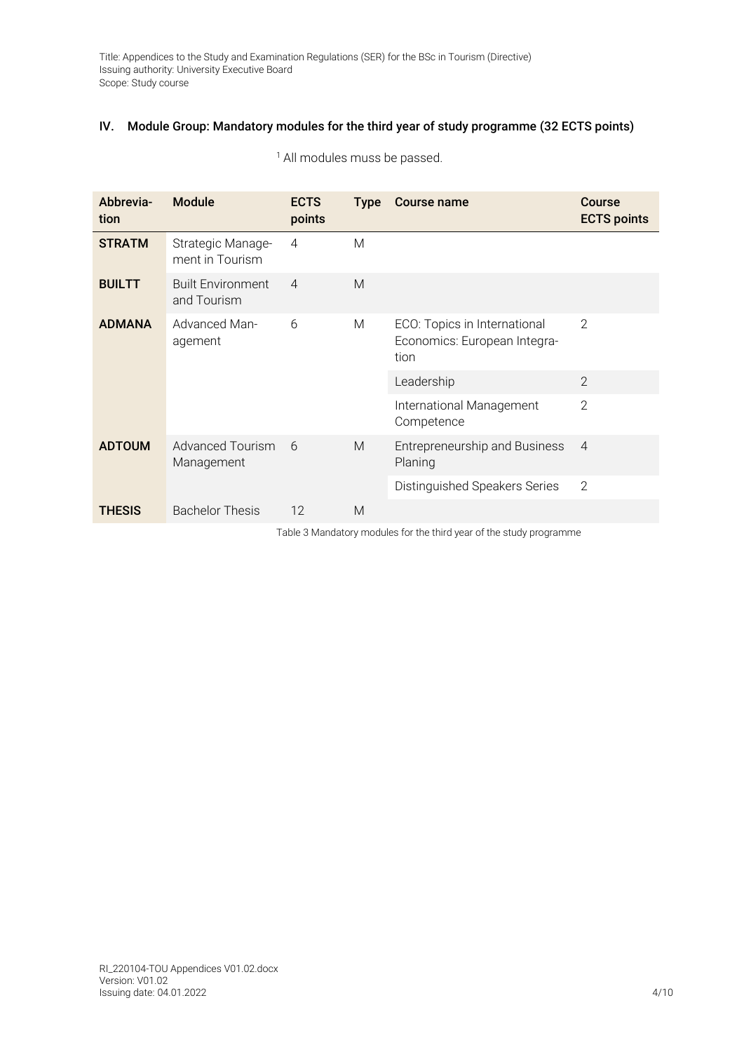## IV. Module Group: Mandatory modules for the third year of study programme (32 ECTS points)

[1] All modules muss be passed.

| Abbreviation | Module | ECTS points | Type | Course name | Course ECTS points |
|---|---|---|---|---|---|
| **STRATM** | Strategic Management in Tourism | 4 | M | | |
| **BUILTT** | Built Environment and Tourism | 4 | M | | |
| **ADMANA** | Advanced Management | 6 | M | ECO: Topics in International Economics: European Integration | 2 |
| | | | | Leadership | 2 |
| | | | | International Management Competence | 2 |
| **ADTOUM** | Advanced Tourism Management | 6 | M | Entrepreneurship and Business Planing | 4 |
| | | | | Distinguished Speakers Series | 2 |
| **THESIS** | Bachelor Thesis | 12 | M | | |

Table 3 Mandatory modules for the third year of the study programme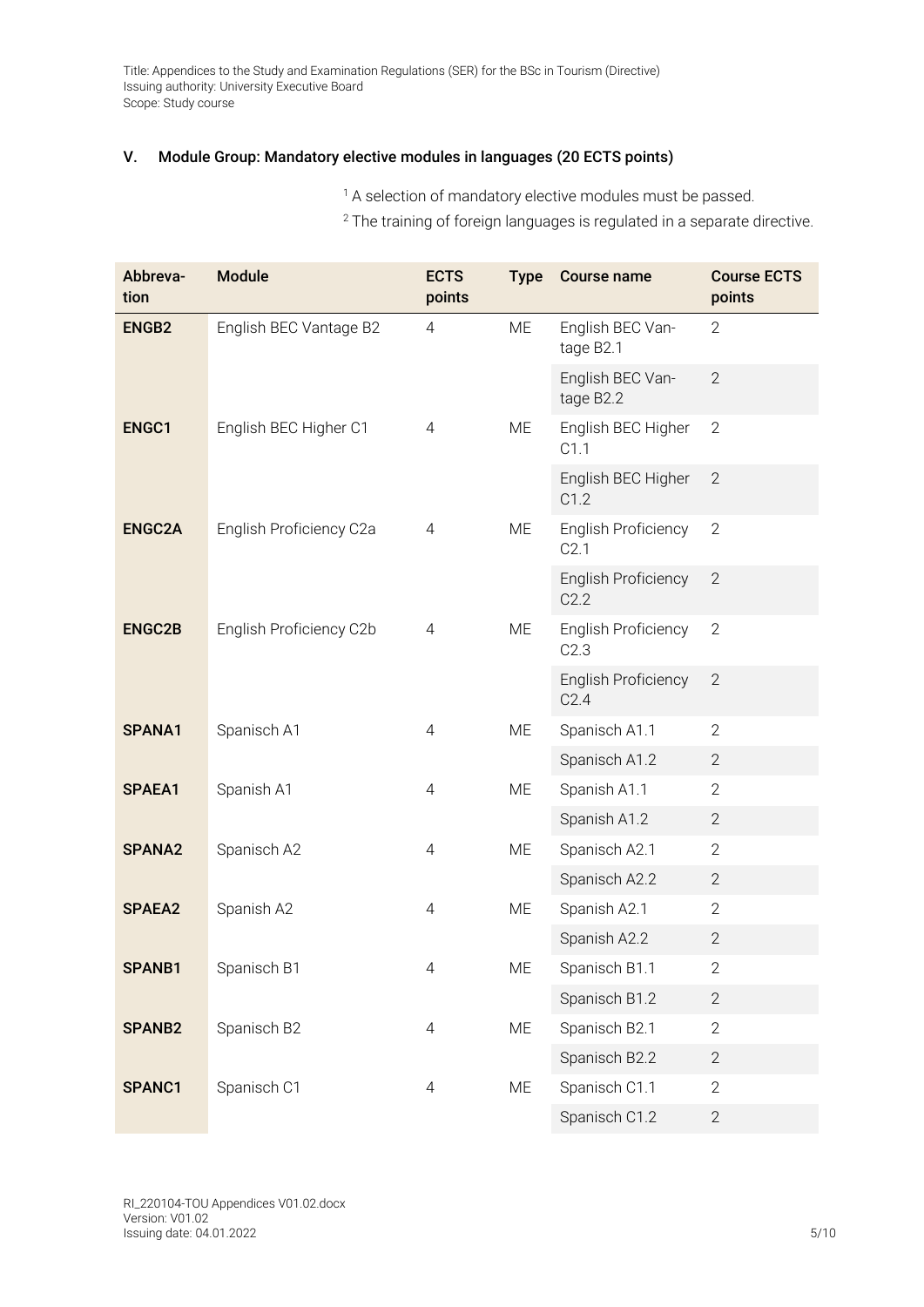## V. Module Group: Mandatory elective modules in languages (20 ECTS points)

[1] A selection of mandatory elective modules must be passed.

[2] The training of foreign languages is regulated in a separate directive.

| Abbreva-tion | Module | ECTS points | Type | Course name | Course ECTS points |
|---|---|---|---|---|---|
| **ENGB2** | English BEC Vantage B2 | 4 | ME | English BEC Van-tage B2.1 | 2 |
| | | | | English BEC Van-tage B2.2 | 2 |
| **ENGC1** | English BEC Higher C1 | 4 | ME | English BEC Higher C1.1 | 2 |
| | | | | English BEC Higher C1.2 | 2 |
| **ENGC2A** | English Proficiency C2a | 4 | ME | English Proficiency C2.1 | 2 |
| | | | | English Proficiency C2.2 | 2 |
| **ENGC2B** | English Proficiency C2b | 4 | ME | English Proficiency C2.3 | 2 |
| | | | | English Proficiency C2.4 | 2 |
| **SPANA1** | Spanisch A1 | 4 | ME | Spanisch A1.1 | 2 |
| | | | | Spanisch A1.2 | 2 |
| **SPAEA1** | Spanish A1 | 4 | ME | Spanish A1.1 | 2 |
| | | | | Spanish A1.2 | 2 |
| **SPANA2** | Spanisch A2 | 4 | ME | Spanisch A2.1 | 2 |
| | | | | Spanisch A2.2 | 2 |
| **SPAEA2** | Spanish A2 | 4 | ME | Spanish A2.1 | 2 |
| | | | | Spanish A2.2 | 2 |
| **SPANB1** | Spanisch B1 | 4 | ME | Spanisch B1.1 | 2 |
| | | | | Spanisch B1.2 | 2 |
| **SPANB2** | Spanisch B2 | 4 | ME | Spanisch B2.1 | 2 |
| | | | | Spanisch B2.2 | 2 |
| **SPANC1** | Spanisch C1 | 4 | ME | Spanisch C1.1 | 2 |
| | | | | Spanisch C1.2 | 2 |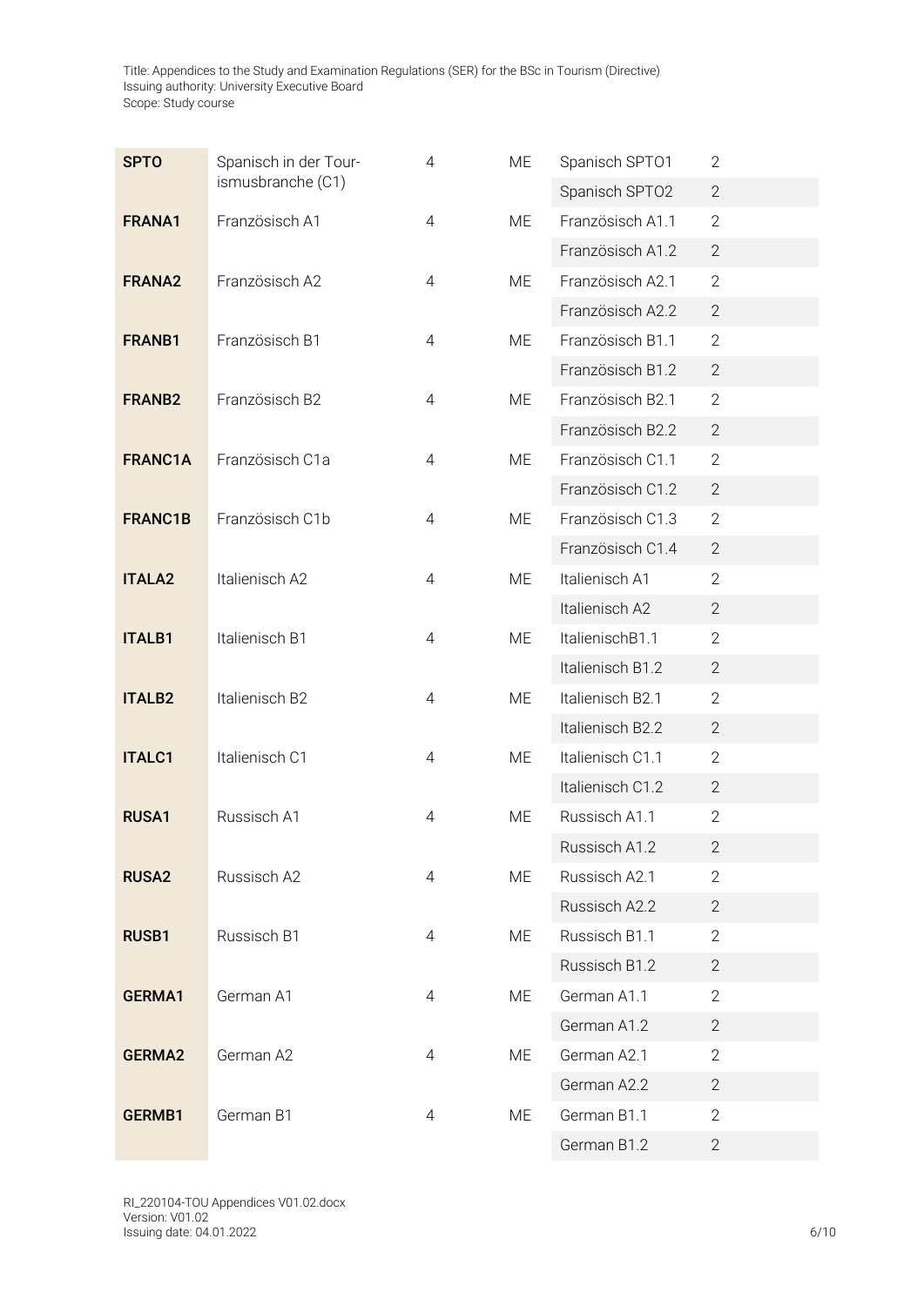| | | | | | |
|---|---|---|---|---|---|
| **SPTO** | Spanisch in der Tourismusbranche (C1) | 4 | ME | Spanisch SPTO1 | 2 |
| | | | | Spanisch SPTO2 | 2 |
| **FRANA1** | Französisch A1 | 4 | ME | Französisch A1.1 | 2 |
| | | | | Französisch A1.2 | 2 |
| **FRANA2** | Französisch A2 | 4 | ME | Französisch A2.1 | 2 |
| | | | | Französisch A2.2 | 2 |
| **FRANB1** | Französisch B1 | 4 | ME | Französisch B1.1 | 2 |
| | | | | Französisch B1.2 | 2 |
| **FRANB2** | Französisch B2 | 4 | ME | Französisch B2.1 | 2 |
| | | | | Französisch B2.2 | 2 |
| **FRANC1A** | Französisch C1a | 4 | ME | Französisch C1.1 | 2 |
| | | | | Französisch C1.2 | 2 |
| **FRANC1B** | Französisch C1b | 4 | ME | Französisch C1.3 | 2 |
| | | | | Französisch C1.4 | 2 |
| **ITALA2** | Italienisch A2 | 4 | ME | Italienisch A1 | 2 |
| | | | | Italienisch A2 | 2 |
| **ITALB1** | Italienisch B1 | 4 | ME | ItalienischB1.1 | 2 |
| | | | | Italienisch B1.2 | 2 |
| **ITALB2** | Italienisch B2 | 4 | ME | Italienisch B2.1 | 2 |
| | | | | Italienisch B2.2 | 2 |
| **ITALC1** | Italienisch C1 | 4 | ME | Italienisch C1.1 | 2 |
| | | | | Italienisch C1.2 | 2 |
| **RUSA1** | Russisch A1 | 4 | ME | Russisch A1.1 | 2 |
| | | | | Russisch A1.2 | 2 |
| **RUSA2** | Russisch A2 | 4 | ME | Russisch A2.1 | 2 |
| | | | | Russisch A2.2 | 2 |
| **RUSB1** | Russisch B1 | 4 | ME | Russisch B1.1 | 2 |
| | | | | Russisch B1.2 | 2 |
| **GERMA1** | German A1 | 4 | ME | German A1.1 | 2 |
| | | | | German A1.2 | 2 |
| **GERMA2** | German A2 | 4 | ME | German A2.1 | 2 |
| | | | | German A2.2 | 2 |
| **GERMB1** | German B1 | 4 | ME | German B1.1 | 2 |
| | | | | German B1.2 | 2 |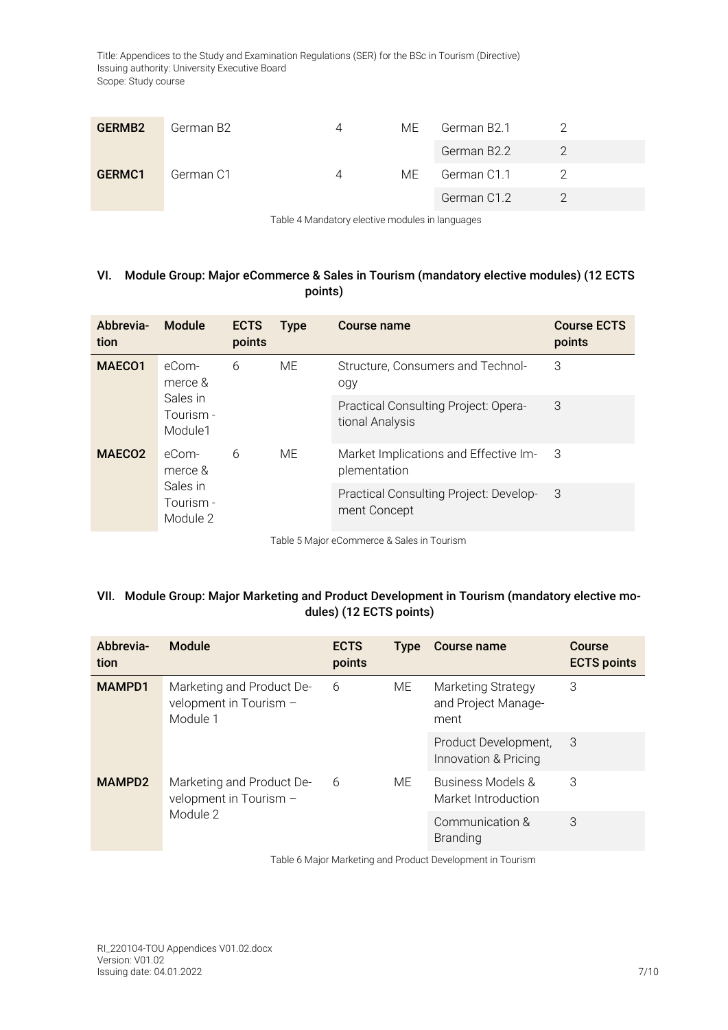| GERMB2 | German B2 | 4 | ME | German B2.1 | 2 |
|---|---|---|---|---|---|
| | | | | German B2.2 | 2 |
| GERMC1 | German C1 | 4 | ME | German C1.1 | 2 |
| | | | | German C1.2 | 2 |

Table 4 Mandatory elective modules in languages

## VI. Module Group: Major eCommerce & Sales in Tourism (mandatory elective modules) (12 ECTS points)

| Abbreviation | Module | ECTS points | Type | Course name | Course ECTS points |
|---|---|---|---|---|---|
| MAECO1 | eCommerce & Sales in Tourism - Module1 | 6 | ME | Structure, Consumers and Technology | 3 |
| | | | | Practical Consulting Project: Operational Analysis | 3 |
| MAECO2 | eCommerce & Sales in Tourism - Module 2 | 6 | ME | Market Implications and Effective Implementation | 3 |
| | | | | Practical Consulting Project: Development Concept | 3 |

Table 5 Major eCommerce & Sales in Tourism

## VII. Module Group: Major Marketing and Product Development in Tourism (mandatory elective modules) (12 ECTS points)

| Abbreviation | Module | ECTS points | Type | Course name | Course ECTS points |
|---|---|---|---|---|---|
| MAMPD1 | Marketing and Product Development in Tourism – Module 1 | 6 | ME | Marketing Strategy and Project Management | 3 |
| | | | | Product Development, Innovation & Pricing | 3 |
| MAMPD2 | Marketing and Product Development in Tourism – Module 2 | 6 | ME | Business Models & Market Introduction | 3 |
| | | | | Communication & Branding | 3 |

Table 6 Major Marketing and Product Development in Tourism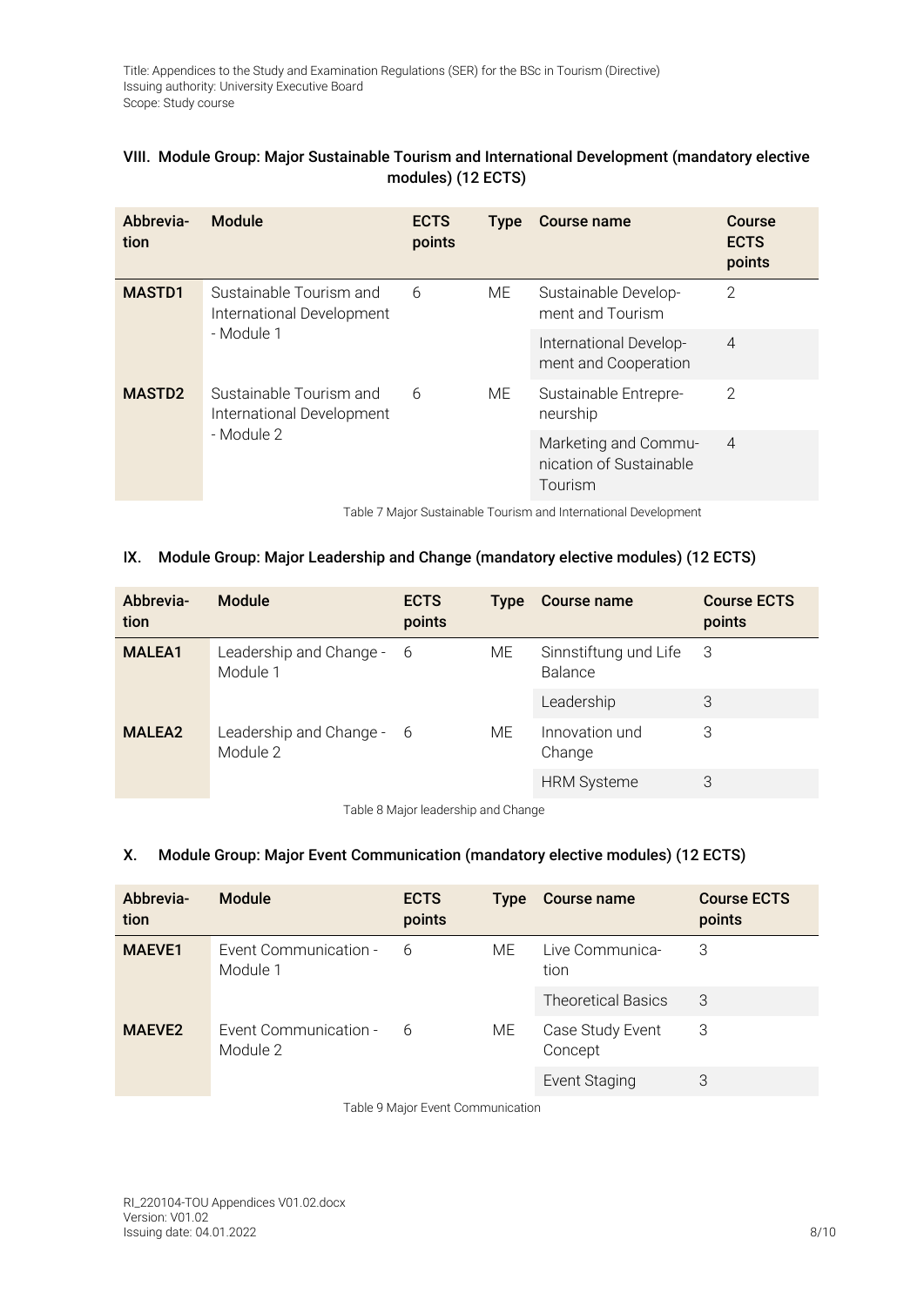## VIII. Module Group: Major Sustainable Tourism and International Development (mandatory elective modules) (12 ECTS)

| Abbreviation | Module | ECTS points | Type | Course name | Course ECTS points |
|---|---|---|---|---|---|
| MASTD1 | Sustainable Tourism and International Development - Module 1 | 6 | ME | Sustainable Development and Tourism | 2 |
| | | | | International Development and Cooperation | 4 |
| MASTD2 | Sustainable Tourism and International Development - Module 2 | 6 | ME | Sustainable Entrepreneurship | 2 |
| | | | | Marketing and Communication of Sustainable Tourism | 4 |

Table 7 Major Sustainable Tourism and International Development

## IX. Module Group: Major Leadership and Change (mandatory elective modules) (12 ECTS)

| Abbreviation | Module | ECTS points | Type | Course name | Course ECTS points |
|---|---|---|---|---|---|
| MALEA1 | Leadership and Change - Module 1 | 6 | ME | Sinnstiftung und Life Balance | 3 |
| | | | | Leadership | 3 |
| MALEA2 | Leadership and Change - Module 2 | 6 | ME | Innovation und Change | 3 |
| | | | | HRM Systeme | 3 |

Table 8 Major leadership and Change

## X. Module Group: Major Event Communication (mandatory elective modules) (12 ECTS)

| Abbreviation | Module | ECTS points | Type | Course name | Course ECTS points |
|---|---|---|---|---|---|
| MAEVE1 | Event Communication - Module 1 | 6 | ME | Live Communication | 3 |
| | | | | Theoretical Basics | 3 |
| MAEVE2 | Event Communication - Module 2 | 6 | ME | Case Study Event Concept | 3 |
| | | | | Event Staging | 3 |

Table 9 Major Event Communication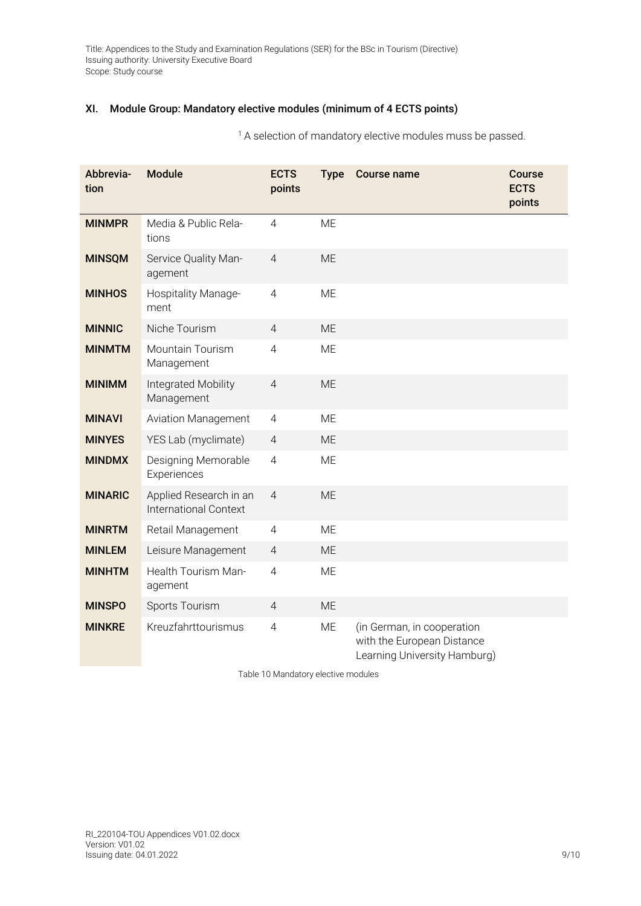## XI. Module Group: Mandatory elective modules (minimum of 4 ECTS points)

[1] A selection of mandatory elective modules muss be passed.

| Abbrevia-tion | Module | ECTS points | Type | Course name | Course ECTS points |
|---|---|---|---|---|---|
| **MINMPR** | Media & Public Relations | 4 | ME | | |
| **MINSQM** | Service Quality Management | 4 | ME | | |
| **MINHOS** | Hospitality Management | 4 | ME | | |
| **MINNIC** | Niche Tourism | 4 | ME | | |
| **MINMTM** | Mountain Tourism Management | 4 | ME | | |
| **MINIMM** | Integrated Mobility Management | 4 | ME | | |
| **MINAVI** | Aviation Management | 4 | ME | | |
| **MINYES** | YES Lab (myclimate) | 4 | ME | | |
| **MINDMX** | Designing Memorable Experiences | 4 | ME | | |
| **MINARIC** | Applied Research in an International Context | 4 | ME | | |
| **MINRTM** | Retail Management | 4 | ME | | |
| **MINLEM** | Leisure Management | 4 | ME | | |
| **MINHTM** | Health Tourism Management | 4 | ME | | |
| **MINSPO** | Sports Tourism | 4 | ME | | |
| **MINKRE** | Kreuzfahrttourismus | 4 | ME | (in German, in cooperation with the European Distance Learning University Hamburg) | |

Table 10 Mandatory elective modules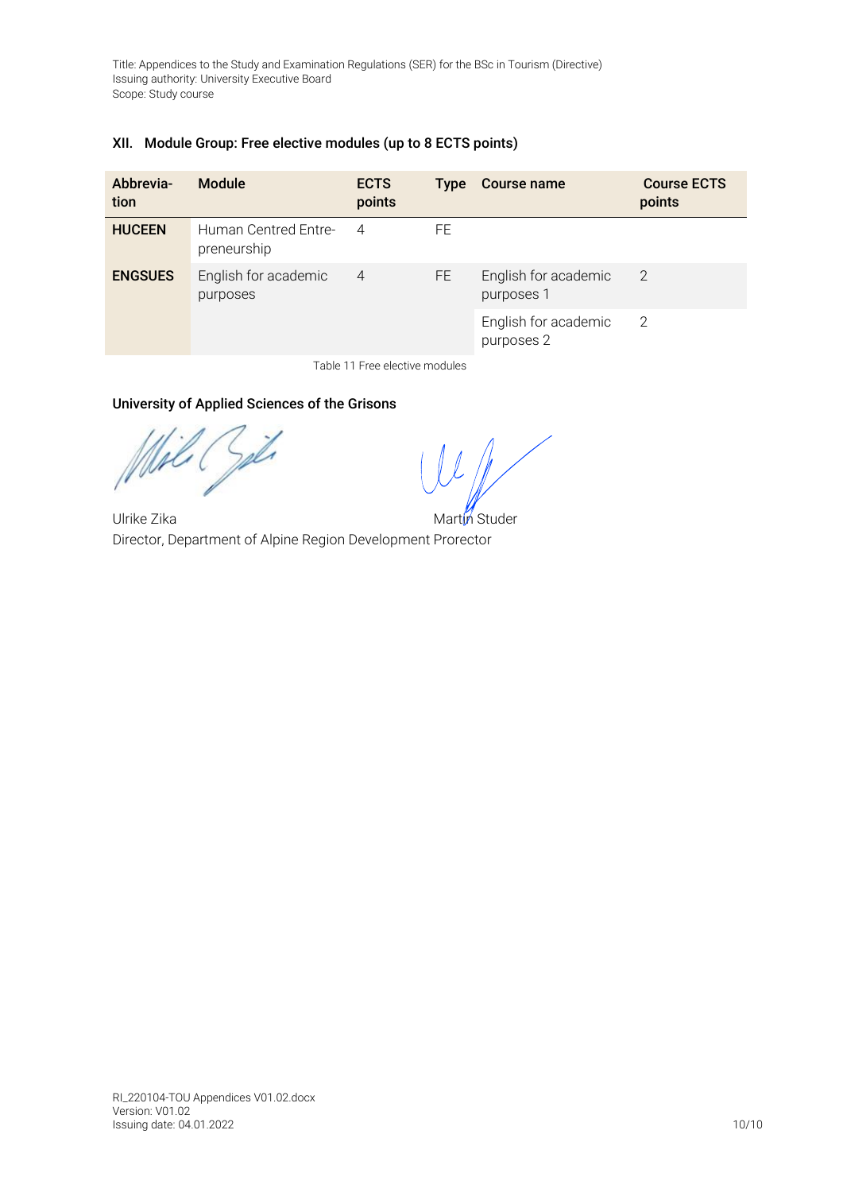## XII. Module Group: Free elective modules (up to 8 ECTS points)

| Abbrevia-tion | Module | ECTS points | Type | Course name | Course ECTS points |
|---|---|---|---|---|---|
| **HUCEEN** | Human Centred Entre-preneurship | 4 | FE | | |
| **ENGSUES** | English for academic purposes | 4 | FE | English for academic purposes 1 | 2 |
| | | | | English for academic purposes 2 | 2 |

Table 11 Free elective modules

**University of Applied Sciences of the Grisons**

Ulrike Zika
Director, Department of Alpine Region Development

Martin Studer
Prorector

RI_220104-TOU Appendices V01.02.docx
Version: V01.02
Issuing date: 04.01.2022